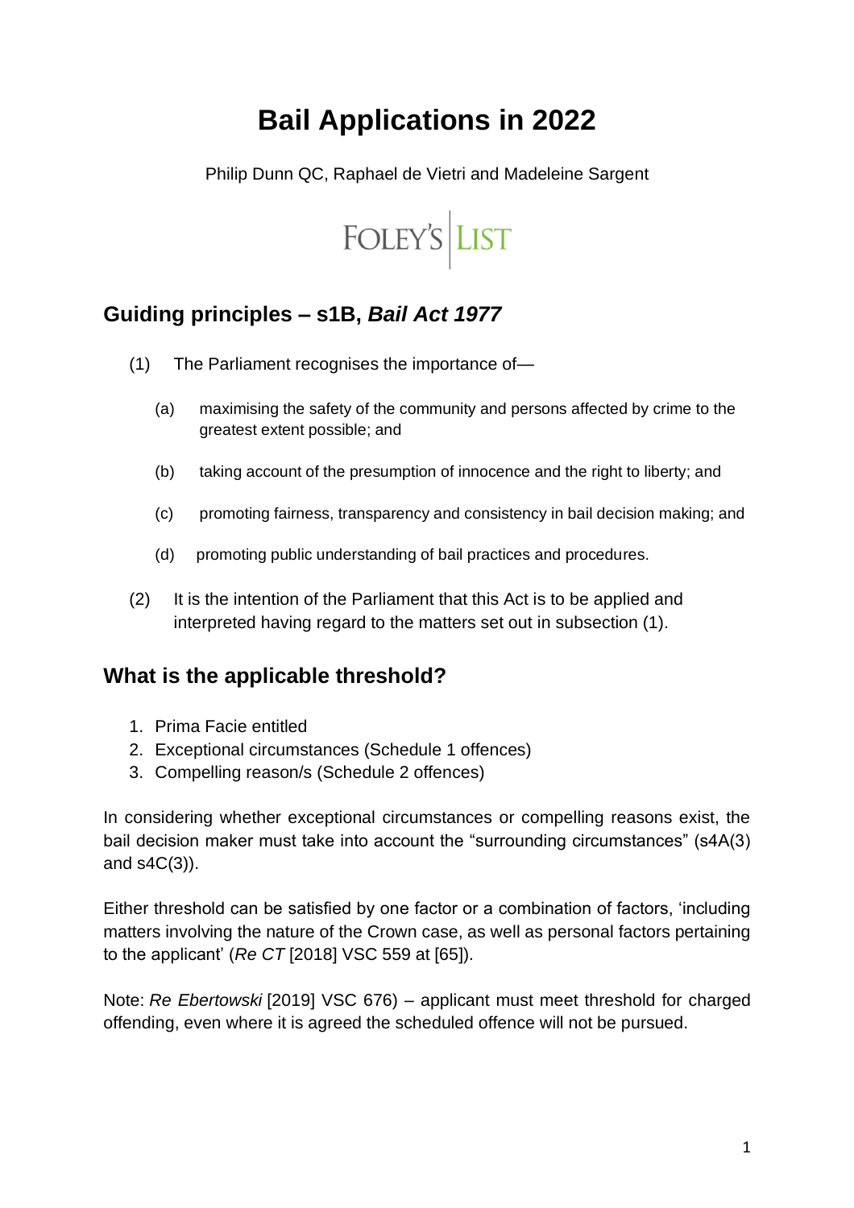# Bail Applications in 2022

Philip Dunn QC, Raphael de Vietri and Madeleine Sargent

FOLEY'S LIST

## Guiding principles – s1B, *Bail Act 1977*

(1) The Parliament recognises the importance of—

  (a) maximising the safety of the community and persons affected by crime to the greatest extent possible; and

  (b) taking account of the presumption of innocence and the right to liberty; and

  (c) promoting fairness, transparency and consistency in bail decision making; and

  (d) promoting public understanding of bail practices and procedures.

(2) It is the intention of the Parliament that this Act is to be applied and interpreted having regard to the matters set out in subsection (1).

## What is the applicable threshold?

1. Prima Facie entitled
2. Exceptional circumstances (Schedule 1 offences)
3. Compelling reason/s (Schedule 2 offences)

In considering whether exceptional circumstances or compelling reasons exist, the bail decision maker must take into account the "surrounding circumstances" (s4A(3) and s4C(3)).

Either threshold can be satisfied by one factor or a combination of factors, 'including matters involving the nature of the Crown case, as well as personal factors pertaining to the applicant' (*Re CT* [2018] VSC 559 at [65]).

Note: *Re Ebertowski* [2019] VSC 676) – applicant must meet threshold for charged offending, even where it is agreed the scheduled offence will not be pursued.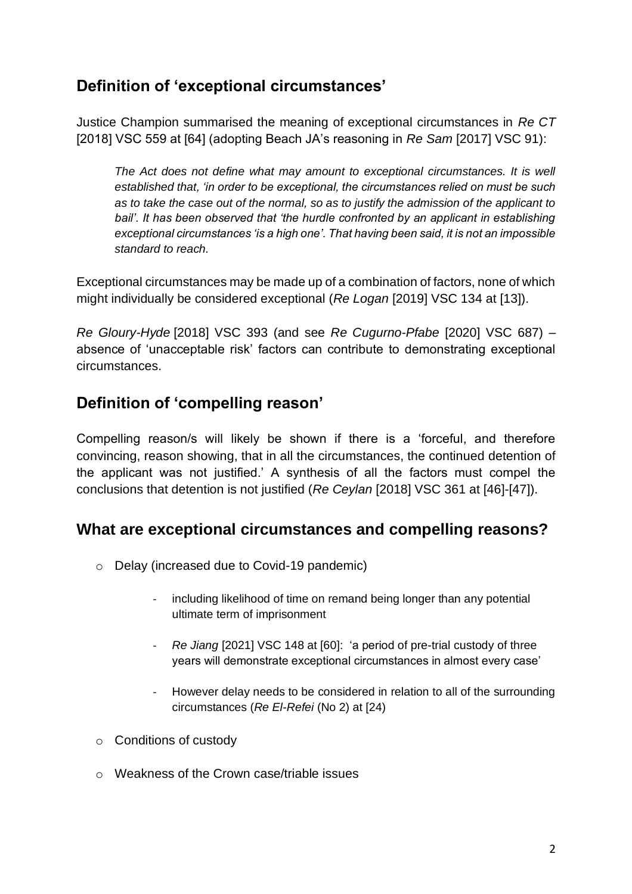## Definition of 'exceptional circumstances'

Justice Champion summarised the meaning of exceptional circumstances in *Re CT* [2018] VSC 559 at [64] (adopting Beach JA's reasoning in *Re Sam* [2017] VSC 91):

> *The Act does not define what may amount to exceptional circumstances. It is well established that, 'in order to be exceptional, the circumstances relied on must be such as to take the case out of the normal, so as to justify the admission of the applicant to bail'. It has been observed that 'the hurdle confronted by an applicant in establishing exceptional circumstances 'is a high one'. That having been said, it is not an impossible standard to reach.*

Exceptional circumstances may be made up of a combination of factors, none of which might individually be considered exceptional (*Re Logan* [2019] VSC 134 at [13]).

*Re Gloury-Hyde* [2018] VSC 393 (and see *Re Cugurno-Pfabe* [2020] VSC 687) – absence of 'unacceptable risk' factors can contribute to demonstrating exceptional circumstances.

## Definition of 'compelling reason'

Compelling reason/s will likely be shown if there is a 'forceful, and therefore convincing, reason showing, that in all the circumstances, the continued detention of the applicant was not justified.' A synthesis of all the factors must compel the conclusions that detention is not justified (*Re Ceylan* [2018] VSC 361 at [46]-[47]).

## What are exceptional circumstances and compelling reasons?

- Delay (increased due to Covid-19 pandemic)
    - including likelihood of time on remand being longer than any potential ultimate term of imprisonment
    - *Re Jiang* [2021] VSC 148 at [60]: 'a period of pre-trial custody of three years will demonstrate exceptional circumstances in almost every case'
    - However delay needs to be considered in relation to all of the surrounding circumstances (*Re El-Refei* (No 2) at [24)
- Conditions of custody
- Weakness of the Crown case/triable issues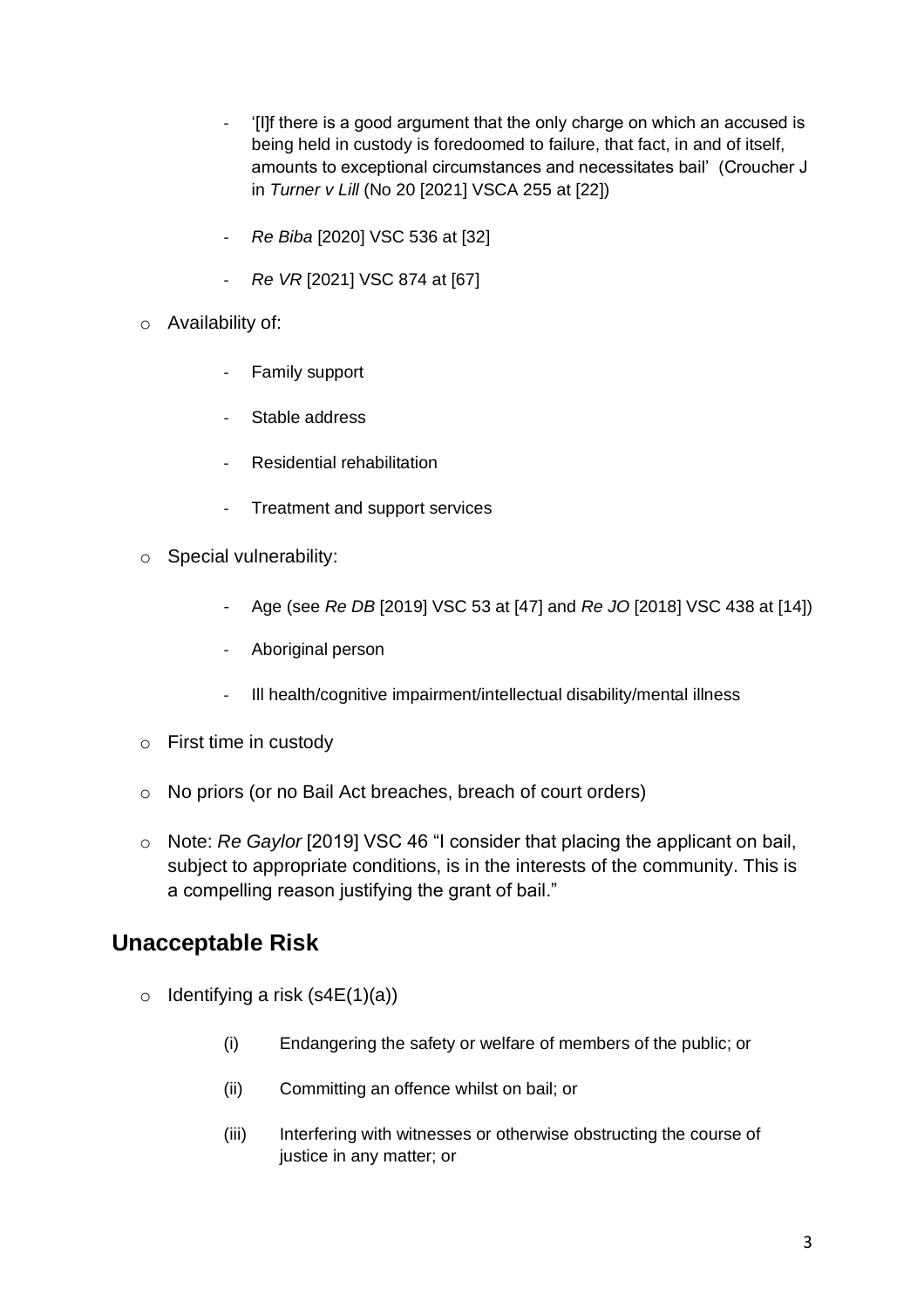- '[I]f there is a good argument that the only charge on which an accused is being held in custody is foredoomed to failure, that fact, in and of itself, amounts to exceptional circumstances and necessitates bail' (Croucher J in *Turner v Lill* (No 20 [2021] VSCA 255 at [22])
    - *Re Biba* [2020] VSC 536 at [32]
    - *Re VR* [2021] VSC 874 at [67]
- Availability of:
    - Family support
    - Stable address
    - Residential rehabilitation
    - Treatment and support services
- Special vulnerability:
    - Age (see *Re DB* [2019] VSC 53 at [47] and *Re JO* [2018] VSC 438 at [14])
    - Aboriginal person
    - Ill health/cognitive impairment/intellectual disability/mental illness
- First time in custody
- No priors (or no Bail Act breaches, breach of court orders)
- Note: *Re Gaylor* [2019] VSC 46 "I consider that placing the applicant on bail, subject to appropriate conditions, is in the interests of the community. This is a compelling reason justifying the grant of bail."

## Unacceptable Risk

- Identifying a risk (s4E(1)(a))
    - (i) Endangering the safety or welfare of members of the public; or
    - (ii) Committing an offence whilst on bail; or
    - (iii) Interfering with witnesses or otherwise obstructing the course of justice in any matter; or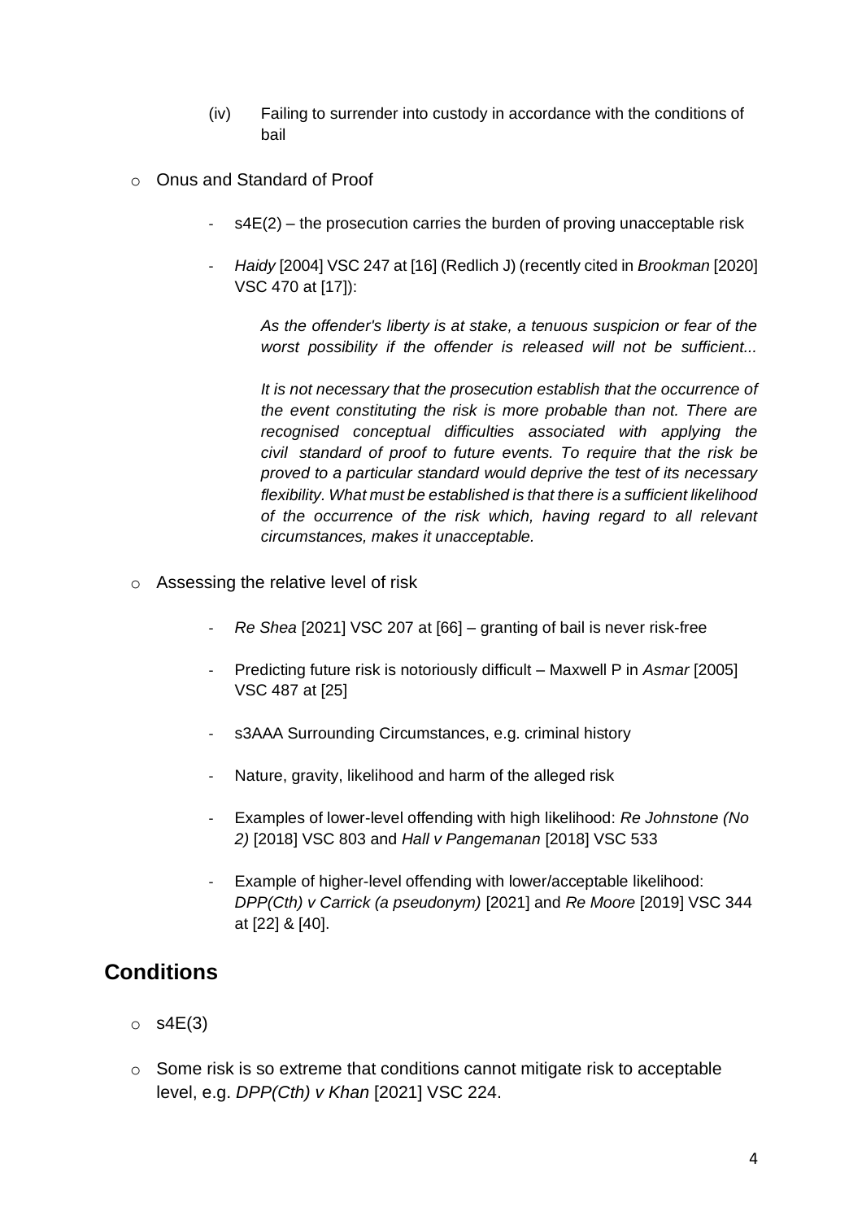(iv) Failing to surrender into custody in accordance with the conditions of bail

- Onus and Standard of Proof

  - s4E(2) – the prosecution carries the burden of proving unacceptable risk

  - *Haidy* [2004] VSC 247 at [16] (Redlich J) (recently cited in *Brookman* [2020] VSC 470 at [17]):

    > *As the offender's liberty is at stake, a tenuous suspicion or fear of the worst possibility if the offender is released will not be sufficient...*
    >
    > *It is not necessary that the prosecution establish that the occurrence of the event constituting the risk is more probable than not. There are recognised conceptual difficulties associated with applying the civil standard of proof to future events. To require that the risk be proved to a particular standard would deprive the test of its necessary flexibility. What must be established is that there is a sufficient likelihood of the occurrence of the risk which, having regard to all relevant circumstances, makes it unacceptable.*

- Assessing the relative level of risk

  - *Re Shea* [2021] VSC 207 at [66] – granting of bail is never risk-free

  - Predicting future risk is notoriously difficult – Maxwell P in *Asmar* [2005] VSC 487 at [25]

  - s3AAA Surrounding Circumstances, e.g. criminal history

  - Nature, gravity, likelihood and harm of the alleged risk

  - Examples of lower-level offending with high likelihood: *Re Johnstone (No 2)* [2018] VSC 803 and *Hall v Pangemanan* [2018] VSC 533

  - Example of higher-level offending with lower/acceptable likelihood: *DPP(Cth) v Carrick (a pseudonym)* [2021] and *Re Moore* [2019] VSC 344 at [22] & [40].

## Conditions

- s4E(3)

- Some risk is so extreme that conditions cannot mitigate risk to acceptable level, e.g. *DPP(Cth) v Khan* [2021] VSC 224.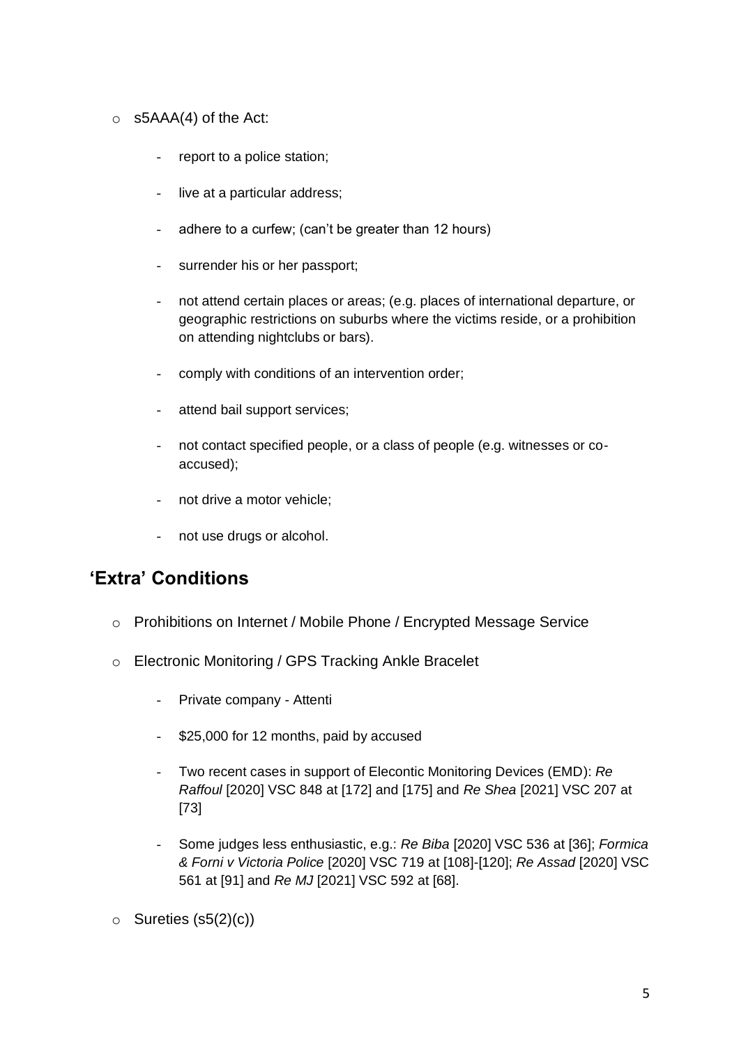- s5AAA(4) of the Act:
    - report to a police station;
    - live at a particular address;
    - adhere to a curfew; (can't be greater than 12 hours)
    - surrender his or her passport;
    - not attend certain places or areas; (e.g. places of international departure, or geographic restrictions on suburbs where the victims reside, or a prohibition on attending nightclubs or bars).
    - comply with conditions of an intervention order;
    - attend bail support services;
    - not contact specified people, or a class of people (e.g. witnesses or co-accused);
    - not drive a motor vehicle;
    - not use drugs or alcohol.

## 'Extra' Conditions

- Prohibitions on Internet / Mobile Phone / Encrypted Message Service
- Electronic Monitoring / GPS Tracking Ankle Bracelet
    - Private company - Attenti
    - $25,000 for 12 months, paid by accused
    - Two recent cases in support of Elecontic Monitoring Devices (EMD): *Re Raffoul* [2020] VSC 848 at [172] and [175] and *Re Shea* [2021] VSC 207 at [73]
    - Some judges less enthusiastic, e.g.: *Re Biba* [2020] VSC 536 at [36]; *Formica & Forni v Victoria Police* [2020] VSC 719 at [108]-[120]; *Re Assad* [2020] VSC 561 at [91] and *Re MJ* [2021] VSC 592 at [68].
- Sureties (s5(2)(c))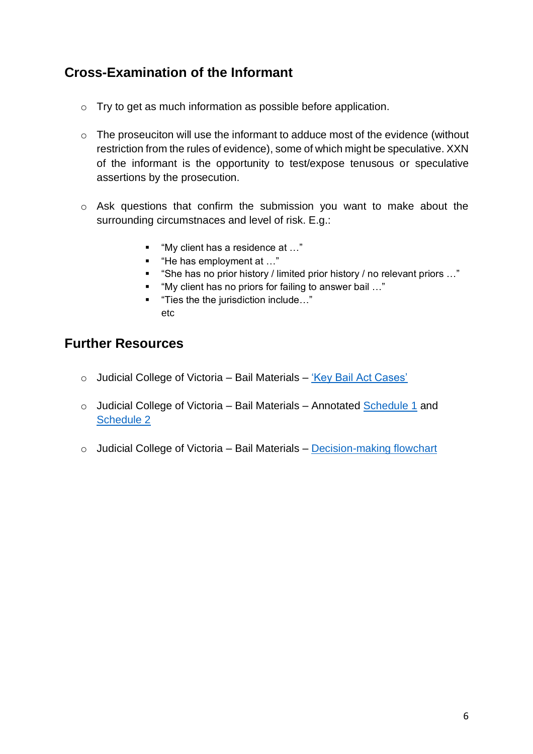## Cross-Examination of the Informant

- Try to get as much information as possible before application.

- The proseuciton will use the informant to adduce most of the evidence (without restriction from the rules of evidence), some of which might be speculative. XXN of the informant is the opportunity to test/expose tenusous or speculative assertions by the prosecution.

- Ask questions that confirm the submission you want to make about the surrounding circumstnaces and level of risk. E.g.:

  - "My client has a residence at …"
  - "He has employment at …"
  - "She has no prior history / limited prior history / no relevant priors …"
  - "My client has no priors for failing to answer bail …"
  - "Ties the the jurisdiction include…"

    etc

## Further Resources

- Judicial College of Victoria – Bail Materials – 'Key Bail Act Cases'

- Judicial College of Victoria – Bail Materials – Annotated Schedule 1 and Schedule 2

- Judicial College of Victoria – Bail Materials – Decision-making flowchart